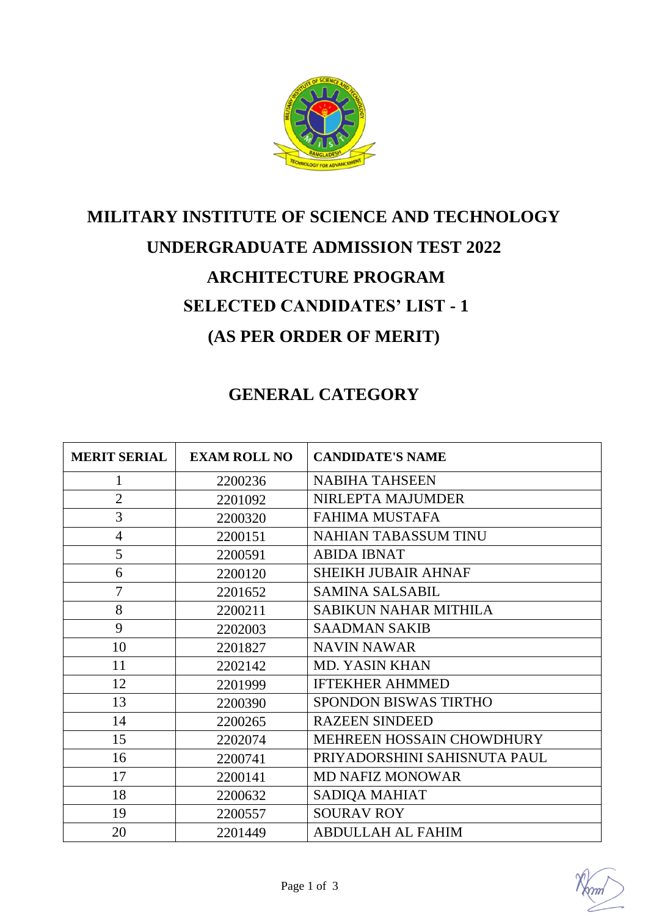# MILITARY INSTITUTE OF SCIENCE AND TECHNOLOGY

## UNDERGRADUATE ADMISSION TEST 2022

## ARCHITECTURE PROGRAM

## SELECTED CANDIDATES' LIST - 1

## (AS PER ORDER OF MERIT)

## GENERAL CATEGORY

| MERIT SERIAL | EXAM ROLL NO | CANDIDATE'S NAME |
|---|---|---|
| 1 | 2200236 | NABIHA TAHSEEN |
| 2 | 2201092 | NIRLEPTA MAJUMDER |
| 3 | 2200320 | FAHIMA MUSTAFA |
| 4 | 2200151 | NAHIAN TABASSUM TINU |
| 5 | 2200591 | ABIDA IBNAT |
| 6 | 2200120 | SHEIKH JUBAIR AHNAF |
| 7 | 2201652 | SAMINA SALSABIL |
| 8 | 2200211 | SABIKUN NAHAR MITHILA |
| 9 | 2202003 | SAADMAN SAKIB |
| 10 | 2201827 | NAVIN NAWAR |
| 11 | 2202142 | MD. YASIN KHAN |
| 12 | 2201999 | IFTEKHER AHMMED |
| 13 | 2200390 | SPONDON BISWAS TIRTHO |
| 14 | 2200265 | RAZEEN SINDEED |
| 15 | 2202074 | MEHREEN HOSSAIN CHOWDHURY |
| 16 | 2200741 | PRIYADORSHINI SAHISNUTA PAUL |
| 17 | 2200141 | MD NAFIZ MONOWAR |
| 18 | 2200632 | SADIQA MAHIAT |
| 19 | 2200557 | SOURAV ROY |
| 20 | 2201449 | ABDULLAH AL FAHIM |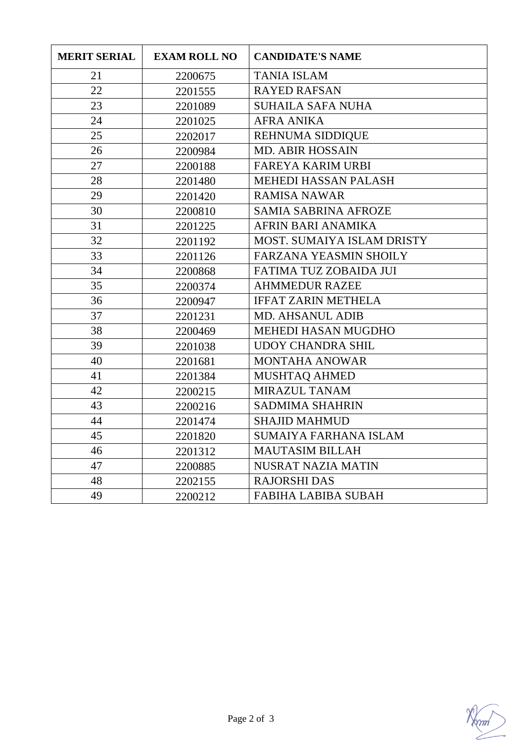| MERIT SERIAL | EXAM ROLL NO | CANDIDATE'S NAME |
|---|---|---|
| 21 | 2200675 | TANIA ISLAM |
| 22 | 2201555 | RAYED RAFSAN |
| 23 | 2201089 | SUHAILA SAFA NUHA |
| 24 | 2201025 | AFRA ANIKA |
| 25 | 2202017 | REHNUMA SIDDIQUE |
| 26 | 2200984 | MD. ABIR HOSSAIN |
| 27 | 2200188 | FAREYA KARIM URBI |
| 28 | 2201480 | MEHEDI HASSAN PALASH |
| 29 | 2201420 | RAMISA NAWAR |
| 30 | 2200810 | SAMIA SABRINA AFROZE |
| 31 | 2201225 | AFRIN BARI ANAMIKA |
| 32 | 2201192 | MOST. SUMAIYA ISLAM DRISTY |
| 33 | 2201126 | FARZANA YEASMIN SHOILY |
| 34 | 2200868 | FATIMA TUZ ZOBAIDA JUI |
| 35 | 2200374 | AHMMEDUR RAZEE |
| 36 | 2200947 | IFFAT ZARIN METHELA |
| 37 | 2201231 | MD. AHSANUL ADIB |
| 38 | 2200469 | MEHEDI HASAN MUGDHO |
| 39 | 2201038 | UDOY CHANDRA SHIL |
| 40 | 2201681 | MONTAHA ANOWAR |
| 41 | 2201384 | MUSHTAQ AHMED |
| 42 | 2200215 | MIRAZUL TANAM |
| 43 | 2200216 | SADMIMA SHAHRIN |
| 44 | 2201474 | SHAJID MAHMUD |
| 45 | 2201820 | SUMAIYA FARHANA ISLAM |
| 46 | 2201312 | MAUTASIM BILLAH |
| 47 | 2200885 | NUSRAT NAZIA MATIN |
| 48 | 2202155 | RAJORSHI DAS |
| 49 | 2200212 | FABIHA LABIBA SUBAH |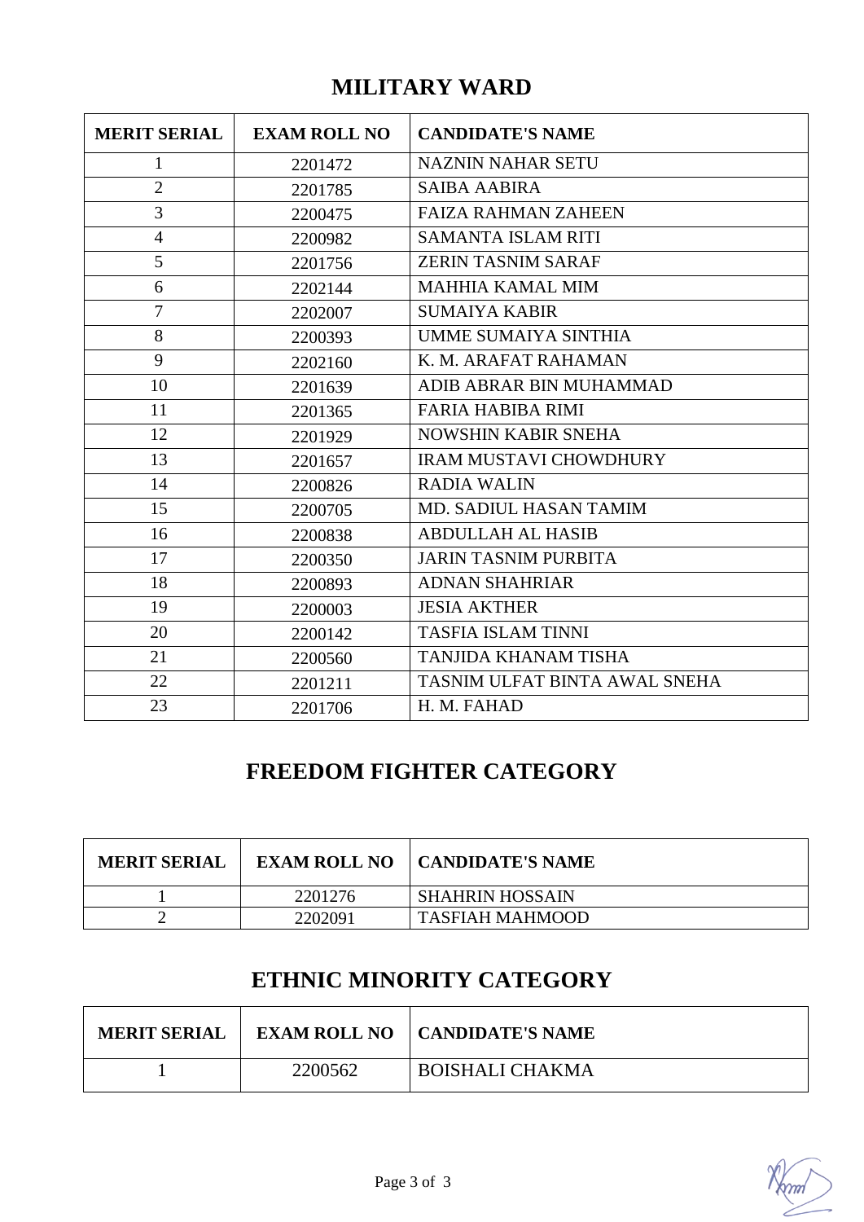## MILITARY WARD

| MERIT SERIAL | EXAM ROLL NO | CANDIDATE'S NAME |
|---|---|---|
| 1 | 2201472 | NAZNIN NAHAR SETU |
| 2 | 2201785 | SAIBA AABIRA |
| 3 | 2200475 | FAIZA RAHMAN ZAHEEN |
| 4 | 2200982 | SAMANTA ISLAM RITI |
| 5 | 2201756 | ZERIN TASNIM SARAF |
| 6 | 2202144 | MAHHIA KAMAL MIM |
| 7 | 2202007 | SUMAIYA KABIR |
| 8 | 2200393 | UMME SUMAIYA SINTHIA |
| 9 | 2202160 | K. M. ARAFAT RAHAMAN |
| 10 | 2201639 | ADIB ABRAR BIN MUHAMMAD |
| 11 | 2201365 | FARIA HABIBA RIMI |
| 12 | 2201929 | NOWSHIN KABIR SNEHA |
| 13 | 2201657 | IRAM MUSTAVI CHOWDHURY |
| 14 | 2200826 | RADIA WALIN |
| 15 | 2200705 | MD. SADIUL HASAN TAMIM |
| 16 | 2200838 | ABDULLAH AL HASIB |
| 17 | 2200350 | JARIN TASNIM PURBITA |
| 18 | 2200893 | ADNAN SHAHRIAR |
| 19 | 2200003 | JESIA AKTHER |
| 20 | 2200142 | TASFIA ISLAM TINNI |
| 21 | 2200560 | TANJIDA KHANAM TISHA |
| 22 | 2201211 | TASNIM ULFAT BINTA AWAL SNEHA |
| 23 | 2201706 | H. M. FAHAD |

## FREEDOM FIGHTER CATEGORY

| MERIT SERIAL | EXAM ROLL NO | CANDIDATE'S NAME |
|---|---|---|
| 1 | 2201276 | SHAHRIN HOSSAIN |
| 2 | 2202091 | TASFIAH MAHMOOD |

## ETHNIC MINORITY CATEGORY

| MERIT SERIAL | EXAM ROLL NO | CANDIDATE'S NAME |
|---|---|---|
| 1 | 2200562 | BOISHALI CHAKMA |